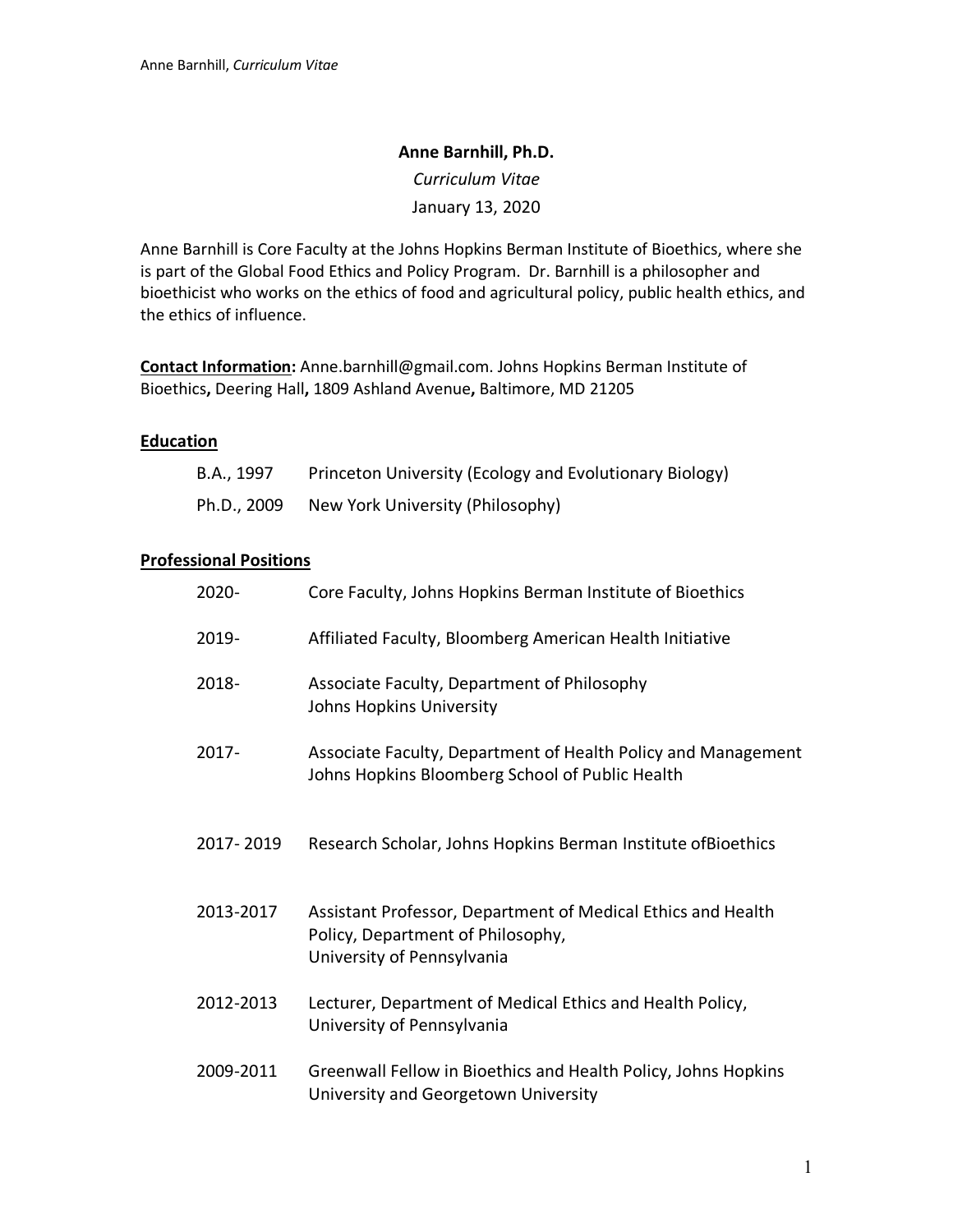# Anne Barnhill, Ph.D.

*Curriculum Vitae*

January 13, 2020

Anne Barnhill is Core Faculty at the Johns Hopkins Berman Institute of Bioethics, where she is part of the Global Food Ethics and Policy Program. Dr. Barnhill is a philosopher and bioethicist who works on the ethics of food and agricultural policy, public health ethics, and the ethics of influence.

**Contact Information:** Anne.barnhill@gmail.com. Johns Hopkins Berman Institute of Bioethics**,** Deering Hall**,** 1809 Ashland Avenue**,** Baltimore, MD 21205

## Education

| | |
|---|---|
| B.A., 1997 | Princeton University (Ecology and Evolutionary Biology) |
| Ph.D., 2009 | New York University (Philosophy) |

## Professional Positions

| | |
|---|---|
| 2020- | Core Faculty, Johns Hopkins Berman Institute of Bioethics |
| 2019- | Affiliated Faculty, Bloomberg American Health Initiative |
| 2018- | Associate Faculty, Department of Philosophy Johns Hopkins University |
| 2017- | Associate Faculty, Department of Health Policy and Management Johns Hopkins Bloomberg School of Public Health |
| 2017- 2019 | Research Scholar, Johns Hopkins Berman Institute ofBioethics |
| 2013-2017 | Assistant Professor, Department of Medical Ethics and Health Policy, Department of Philosophy, University of Pennsylvania |
| 2012-2013 | Lecturer, Department of Medical Ethics and Health Policy, University of Pennsylvania |
| 2009-2011 | Greenwall Fellow in Bioethics and Health Policy, Johns Hopkins University and Georgetown University |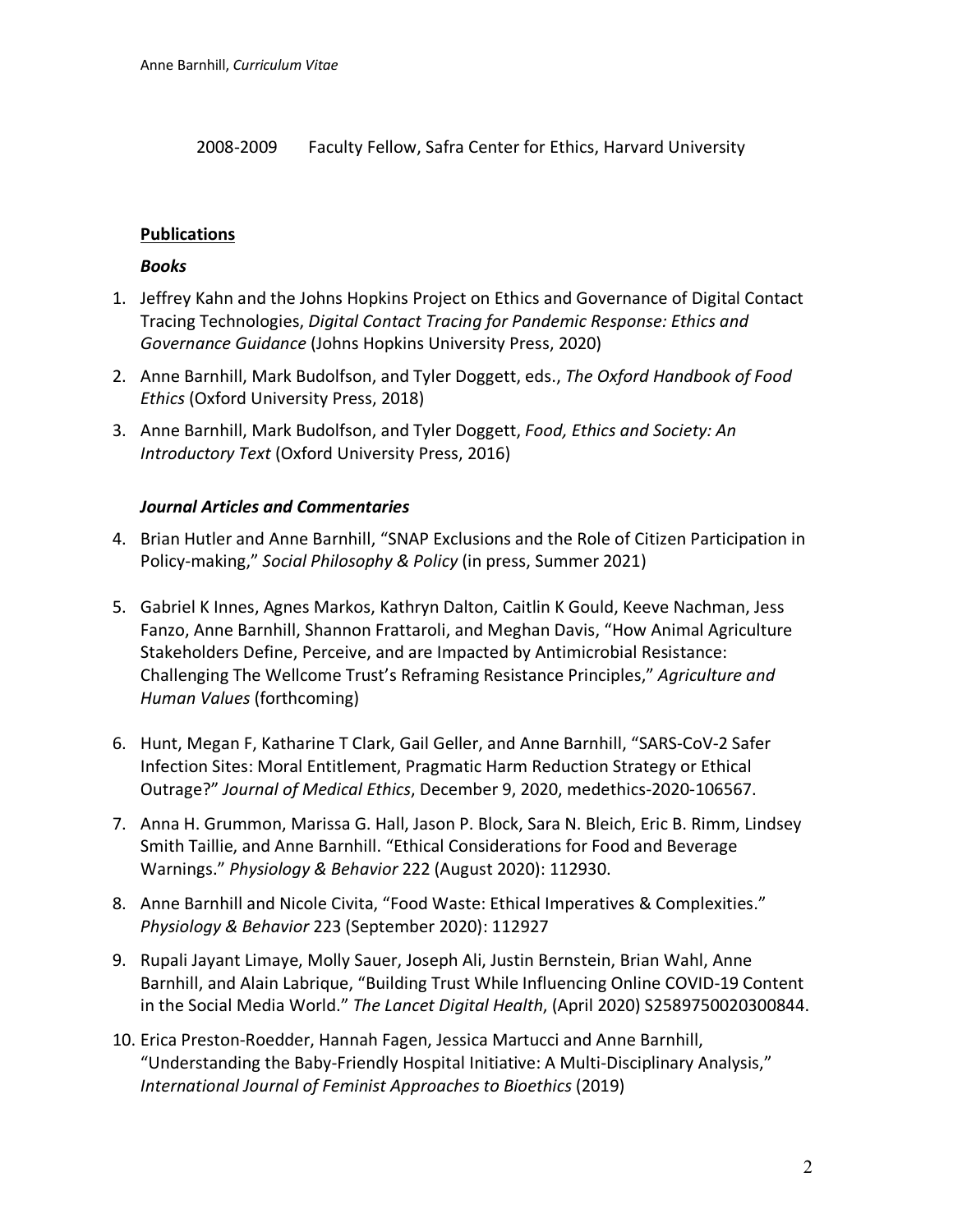2008-2009 Faculty Fellow, Safra Center for Ethics, Harvard University

## Publications

### *Books*

1. Jeffrey Kahn and the Johns Hopkins Project on Ethics and Governance of Digital Contact Tracing Technologies, *Digital Contact Tracing for Pandemic Response: Ethics and Governance Guidance* (Johns Hopkins University Press, 2020)
2. Anne Barnhill, Mark Budolfson, and Tyler Doggett, eds., *The Oxford Handbook of Food Ethics* (Oxford University Press, 2018)
3. Anne Barnhill, Mark Budolfson, and Tyler Doggett, *Food, Ethics and Society: An Introductory Text* (Oxford University Press, 2016)

### *Journal Articles and Commentaries*

4. Brian Hutler and Anne Barnhill, "SNAP Exclusions and the Role of Citizen Participation in Policy-making," *Social Philosophy & Policy* (in press, Summer 2021)
5. Gabriel K Innes, Agnes Markos, Kathryn Dalton, Caitlin K Gould, Keeve Nachman, Jess Fanzo, Anne Barnhill, Shannon Frattaroli, and Meghan Davis, "How Animal Agriculture Stakeholders Define, Perceive, and are Impacted by Antimicrobial Resistance: Challenging The Wellcome Trust's Reframing Resistance Principles," *Agriculture and Human Values* (forthcoming)
6. Hunt, Megan F, Katharine T Clark, Gail Geller, and Anne Barnhill, "SARS-CoV-2 Safer Infection Sites: Moral Entitlement, Pragmatic Harm Reduction Strategy or Ethical Outrage?" *Journal of Medical Ethics*, December 9, 2020, medethics-2020-106567.
7. Anna H. Grummon, Marissa G. Hall, Jason P. Block, Sara N. Bleich, Eric B. Rimm, Lindsey Smith Taillie, and Anne Barnhill. "Ethical Considerations for Food and Beverage Warnings." *Physiology & Behavior* 222 (August 2020): 112930.
8. Anne Barnhill and Nicole Civita, "Food Waste: Ethical Imperatives & Complexities." *Physiology & Behavior* 223 (September 2020): 112927
9. Rupali Jayant Limaye, Molly Sauer, Joseph Ali, Justin Bernstein, Brian Wahl, Anne Barnhill, and Alain Labrique, "Building Trust While Influencing Online COVID-19 Content in the Social Media World." *The Lancet Digital Health*, (April 2020) S2589750020300844.
10. Erica Preston-Roedder, Hannah Fagen, Jessica Martucci and Anne Barnhill, "Understanding the Baby-Friendly Hospital Initiative: A Multi-Disciplinary Analysis," *International Journal of Feminist Approaches to Bioethics* (2019)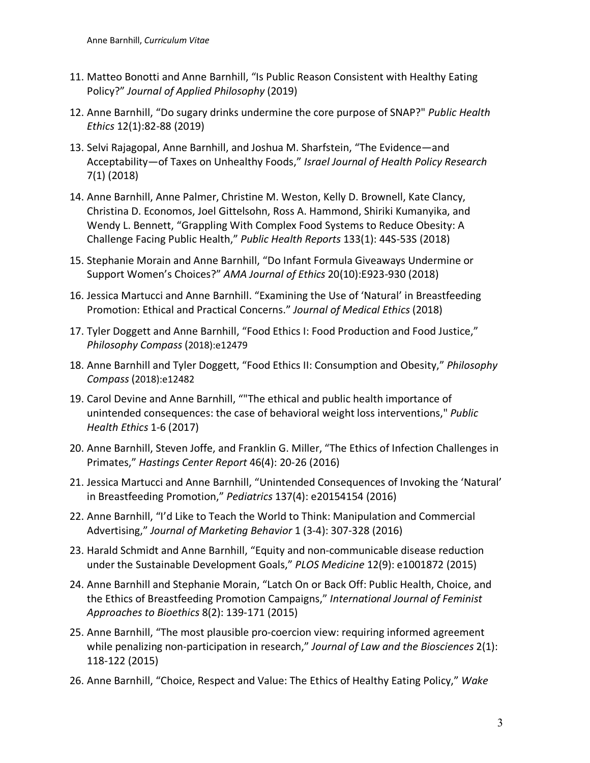11. Matteo Bonotti and Anne Barnhill, "Is Public Reason Consistent with Healthy Eating Policy?" *Journal of Applied Philosophy* (2019)

12. Anne Barnhill, "Do sugary drinks undermine the core purpose of SNAP?" *Public Health Ethics* 12(1):82-88 (2019)

13. Selvi Rajagopal, Anne Barnhill, and Joshua M. Sharfstein, "The Evidence—and Acceptability—of Taxes on Unhealthy Foods," *Israel Journal of Health Policy Research* 7(1) (2018)

14. Anne Barnhill, Anne Palmer, Christine M. Weston, Kelly D. Brownell, Kate Clancy, Christina D. Economos, Joel Gittelsohn, Ross A. Hammond, Shiriki Kumanyika, and Wendy L. Bennett, "Grappling With Complex Food Systems to Reduce Obesity: A Challenge Facing Public Health," *Public Health Reports* 133(1): 44S-53S (2018)

15. Stephanie Morain and Anne Barnhill, "Do Infant Formula Giveaways Undermine or Support Women's Choices?" *AMA Journal of Ethics* 20(10):E923-930 (2018)

16. Jessica Martucci and Anne Barnhill. "Examining the Use of 'Natural' in Breastfeeding Promotion: Ethical and Practical Concerns." *Journal of Medical Ethics* (2018)

17. Tyler Doggett and Anne Barnhill, "Food Ethics I: Food Production and Food Justice," *Philosophy Compass* (2018):e12479

18. Anne Barnhill and Tyler Doggett, "Food Ethics II: Consumption and Obesity," *Philosophy Compass* (2018):e12482

19. Carol Devine and Anne Barnhill, ""The ethical and public health importance of unintended consequences: the case of behavioral weight loss interventions," *Public Health Ethics* 1-6 (2017)

20. Anne Barnhill, Steven Joffe, and Franklin G. Miller, "The Ethics of Infection Challenges in Primates," *Hastings Center Report* 46(4): 20-26 (2016)

21. Jessica Martucci and Anne Barnhill, "Unintended Consequences of Invoking the 'Natural' in Breastfeeding Promotion," *Pediatrics* 137(4): e20154154 (2016)

22. Anne Barnhill, "I'd Like to Teach the World to Think: Manipulation and Commercial Advertising," *Journal of Marketing Behavior* 1 (3-4): 307-328 (2016)

23. Harald Schmidt and Anne Barnhill, "Equity and non-communicable disease reduction under the Sustainable Development Goals," *PLOS Medicine* 12(9): e1001872 (2015)

24. Anne Barnhill and Stephanie Morain, "Latch On or Back Off: Public Health, Choice, and the Ethics of Breastfeeding Promotion Campaigns," *International Journal of Feminist Approaches to Bioethics* 8(2): 139-171 (2015)

25. Anne Barnhill, "The most plausible pro-coercion view: requiring informed agreement while penalizing non-participation in research," *Journal of Law and the Biosciences* 2(1): 118-122 (2015)

26. Anne Barnhill, "Choice, Respect and Value: The Ethics of Healthy Eating Policy," *Wake*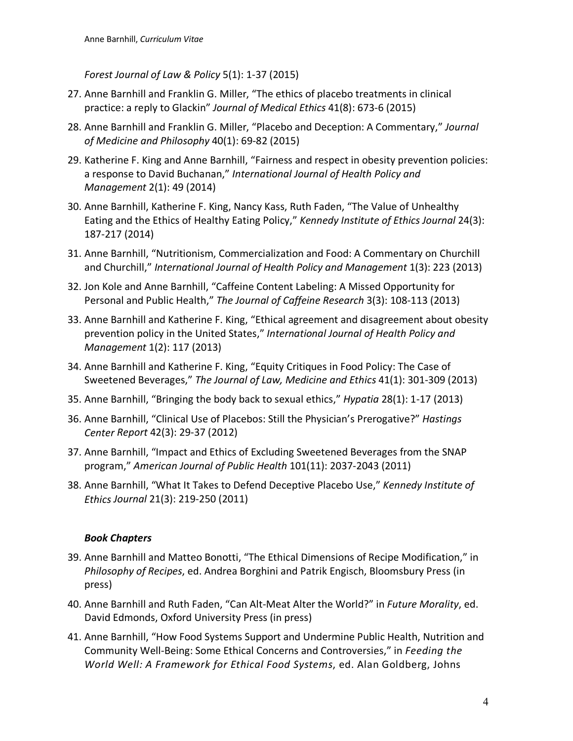*Forest Journal of Law & Policy* 5(1): 1-37 (2015)

27. Anne Barnhill and Franklin G. Miller, "The ethics of placebo treatments in clinical practice: a reply to Glackin" *Journal of Medical Ethics* 41(8): 673-6 (2015)
28. Anne Barnhill and Franklin G. Miller, "Placebo and Deception: A Commentary," *Journal of Medicine and Philosophy* 40(1): 69-82 (2015)
29. Katherine F. King and Anne Barnhill, "Fairness and respect in obesity prevention policies: a response to David Buchanan," *International Journal of Health Policy and Management* 2(1): 49 (2014)
30. Anne Barnhill, Katherine F. King, Nancy Kass, Ruth Faden, "The Value of Unhealthy Eating and the Ethics of Healthy Eating Policy," *Kennedy Institute of Ethics Journal* 24(3): 187-217 (2014)
31. Anne Barnhill, "Nutritionism, Commercialization and Food: A Commentary on Churchill and Churchill," *International Journal of Health Policy and Management* 1(3): 223 (2013)
32. Jon Kole and Anne Barnhill, "Caffeine Content Labeling: A Missed Opportunity for Personal and Public Health," *The Journal of Caffeine Research* 3(3): 108-113 (2013)
33. Anne Barnhill and Katherine F. King, "Ethical agreement and disagreement about obesity prevention policy in the United States," *International Journal of Health Policy and Management* 1(2): 117 (2013)
34. Anne Barnhill and Katherine F. King, "Equity Critiques in Food Policy: The Case of Sweetened Beverages," *The Journal of Law, Medicine and Ethics* 41(1): 301-309 (2013)
35. Anne Barnhill, "Bringing the body back to sexual ethics," *Hypatia* 28(1): 1-17 (2013)
36. Anne Barnhill, "Clinical Use of Placebos: Still the Physician's Prerogative?" *Hastings Center Report* 42(3): 29-37 (2012)
37. Anne Barnhill, "Impact and Ethics of Excluding Sweetened Beverages from the SNAP program," *American Journal of Public Health* 101(11): 2037-2043 (2011)
38. Anne Barnhill, "What It Takes to Defend Deceptive Placebo Use," *Kennedy Institute of Ethics Journal* 21(3): 219-250 (2011)

### *Book Chapters*

39. Anne Barnhill and Matteo Bonotti, "The Ethical Dimensions of Recipe Modification," in *Philosophy of Recipes*, ed. Andrea Borghini and Patrik Engisch, Bloomsbury Press (in press)
40. Anne Barnhill and Ruth Faden, "Can Alt-Meat Alter the World?" in *Future Morality*, ed. David Edmonds, Oxford University Press (in press)
41. Anne Barnhill, "How Food Systems Support and Undermine Public Health, Nutrition and Community Well-Being: Some Ethical Concerns and Controversies," in *Feeding the World Well: A Framework for Ethical Food Systems*, ed. Alan Goldberg, Johns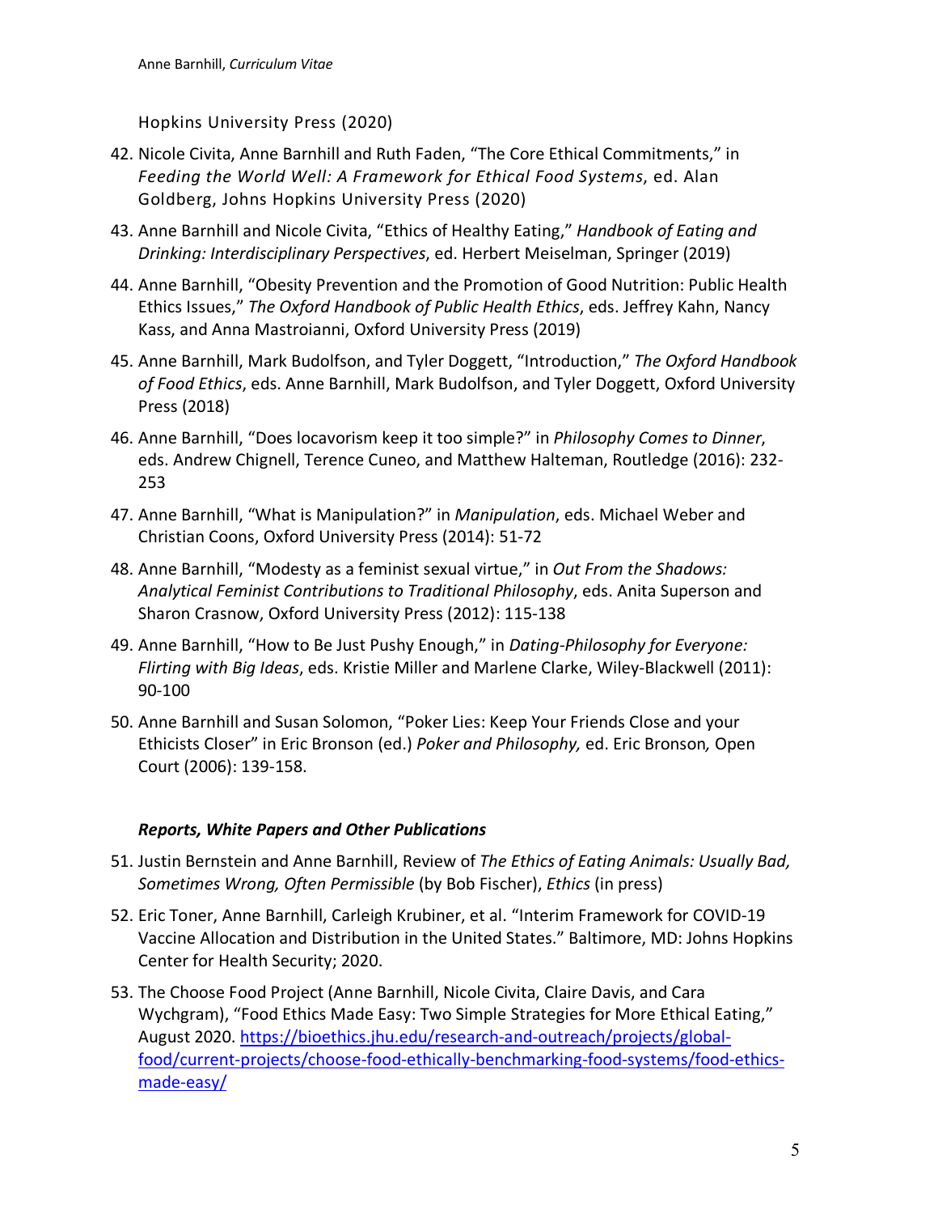Hopkins University Press (2020)

42. Nicole Civita, Anne Barnhill and Ruth Faden, "The Core Ethical Commitments," in *Feeding the World Well: A Framework for Ethical Food Systems*, ed. Alan Goldberg, Johns Hopkins University Press (2020)
43. Anne Barnhill and Nicole Civita, "Ethics of Healthy Eating," *Handbook of Eating and Drinking: Interdisciplinary Perspectives*, ed. Herbert Meiselman, Springer (2019)
44. Anne Barnhill, "Obesity Prevention and the Promotion of Good Nutrition: Public Health Ethics Issues," *The Oxford Handbook of Public Health Ethics*, eds. Jeffrey Kahn, Nancy Kass, and Anna Mastroianni, Oxford University Press (2019)
45. Anne Barnhill, Mark Budolfson, and Tyler Doggett, "Introduction," *The Oxford Handbook of Food Ethics*, eds. Anne Barnhill, Mark Budolfson, and Tyler Doggett, Oxford University Press (2018)
46. Anne Barnhill, "Does locavorism keep it too simple?" in *Philosophy Comes to Dinner*, eds. Andrew Chignell, Terence Cuneo, and Matthew Halteman, Routledge (2016): 232-253
47. Anne Barnhill, "What is Manipulation?" in *Manipulation*, eds. Michael Weber and Christian Coons, Oxford University Press (2014): 51-72
48. Anne Barnhill, "Modesty as a feminist sexual virtue," in *Out From the Shadows: Analytical Feminist Contributions to Traditional Philosophy*, eds. Anita Superson and Sharon Crasnow, Oxford University Press (2012): 115-138
49. Anne Barnhill, "How to Be Just Pushy Enough," in *Dating-Philosophy for Everyone: Flirting with Big Ideas*, eds. Kristie Miller and Marlene Clarke, Wiley-Blackwell (2011): 90-100
50. Anne Barnhill and Susan Solomon, "Poker Lies: Keep Your Friends Close and your Ethicists Closer" in Eric Bronson (ed.) *Poker and Philosophy,* ed. Eric Bronson*,* Open Court (2006): 139-158.

### *Reports, White Papers and Other Publications*

51. Justin Bernstein and Anne Barnhill, Review of *The Ethics of Eating Animals: Usually Bad, Sometimes Wrong, Often Permissible* (by Bob Fischer), *Ethics* (in press)
52. Eric Toner, Anne Barnhill, Carleigh Krubiner, et al. "Interim Framework for COVID-19 Vaccine Allocation and Distribution in the United States." Baltimore, MD: Johns Hopkins Center for Health Security; 2020.
53. The Choose Food Project (Anne Barnhill, Nicole Civita, Claire Davis, and Cara Wychgram), "Food Ethics Made Easy: Two Simple Strategies for More Ethical Eating," August 2020. https://bioethics.jhu.edu/research-and-outreach/projects/global-food/current-projects/choose-food-ethically-benchmarking-food-systems/food-ethics-made-easy/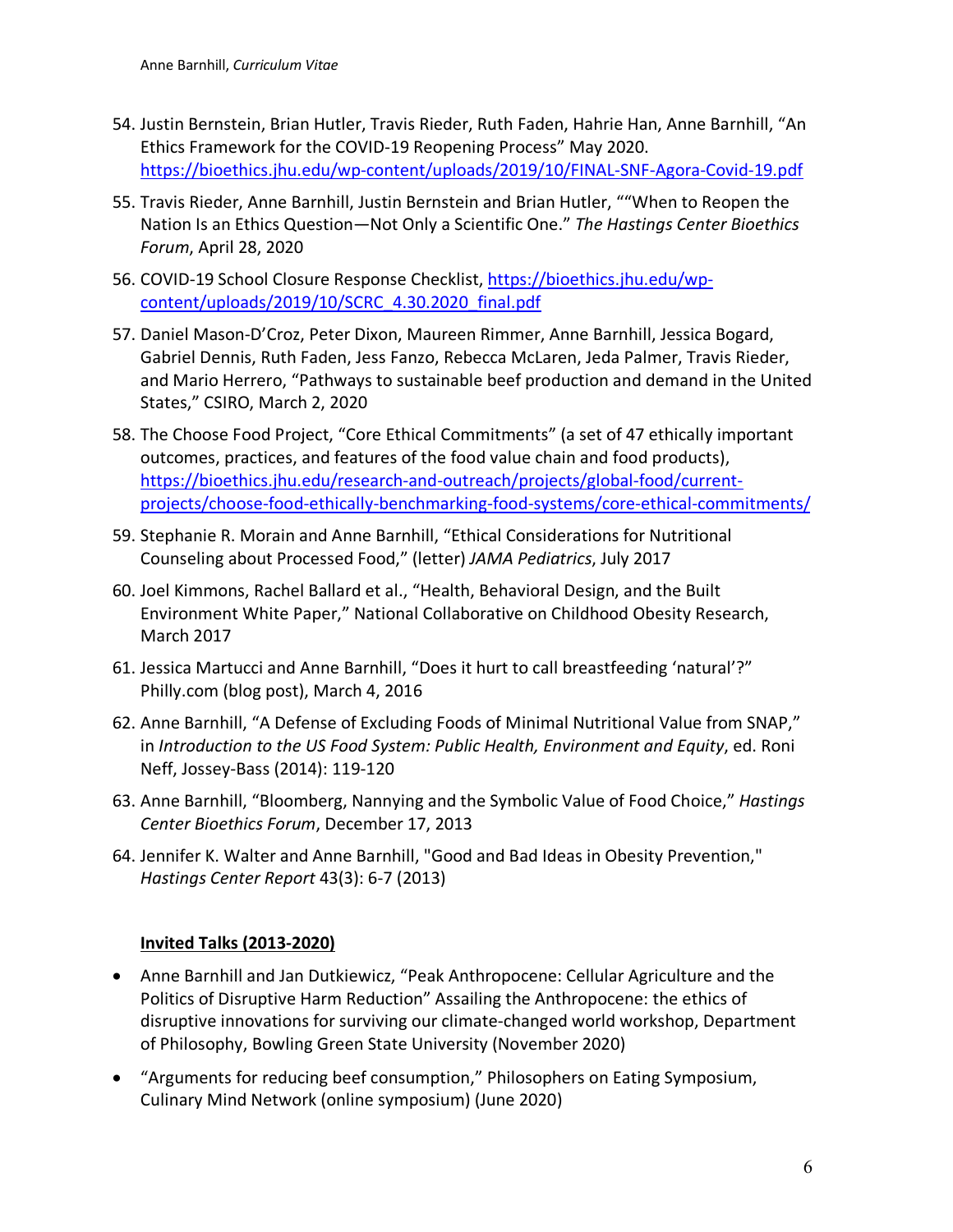54. Justin Bernstein, Brian Hutler, Travis Rieder, Ruth Faden, Hahrie Han, Anne Barnhill, "An Ethics Framework for the COVID-19 Reopening Process" May 2020. https://bioethics.jhu.edu/wp-content/uploads/2019/10/FINAL-SNF-Agora-Covid-19.pdf

55. Travis Rieder, Anne Barnhill, Justin Bernstein and Brian Hutler, ""When to Reopen the Nation Is an Ethics Question—Not Only a Scientific One." *The Hastings Center Bioethics Forum*, April 28, 2020

56. COVID-19 School Closure Response Checklist, https://bioethics.jhu.edu/wp-content/uploads/2019/10/SCRC_4.30.2020_final.pdf

57. Daniel Mason-D'Croz, Peter Dixon, Maureen Rimmer, Anne Barnhill, Jessica Bogard, Gabriel Dennis, Ruth Faden, Jess Fanzo, Rebecca McLaren, Jeda Palmer, Travis Rieder, and Mario Herrero, "Pathways to sustainable beef production and demand in the United States," CSIRO, March 2, 2020

58. The Choose Food Project, "Core Ethical Commitments" (a set of 47 ethically important outcomes, practices, and features of the food value chain and food products), https://bioethics.jhu.edu/research-and-outreach/projects/global-food/current-projects/choose-food-ethically-benchmarking-food-systems/core-ethical-commitments/

59. Stephanie R. Morain and Anne Barnhill, "Ethical Considerations for Nutritional Counseling about Processed Food," (letter) *JAMA Pediatrics*, July 2017

60. Joel Kimmons, Rachel Ballard et al., "Health, Behavioral Design, and the Built Environment White Paper," National Collaborative on Childhood Obesity Research, March 2017

61. Jessica Martucci and Anne Barnhill, "Does it hurt to call breastfeeding 'natural'?" Philly.com (blog post), March 4, 2016

62. Anne Barnhill, "A Defense of Excluding Foods of Minimal Nutritional Value from SNAP," in *Introduction to the US Food System: Public Health, Environment and Equity*, ed. Roni Neff, Jossey-Bass (2014): 119-120

63. Anne Barnhill, "Bloomberg, Nannying and the Symbolic Value of Food Choice," *Hastings Center Bioethics Forum*, December 17, 2013

64. Jennifer K. Walter and Anne Barnhill, "Good and Bad Ideas in Obesity Prevention," *Hastings Center Report* 43(3): 6-7 (2013)

**Invited Talks (2013-2020)**

- Anne Barnhill and Jan Dutkiewicz, "Peak Anthropocene: Cellular Agriculture and the Politics of Disruptive Harm Reduction" Assailing the Anthropocene: the ethics of disruptive innovations for surviving our climate-changed world workshop, Department of Philosophy, Bowling Green State University (November 2020)
- "Arguments for reducing beef consumption," Philosophers on Eating Symposium, Culinary Mind Network (online symposium) (June 2020)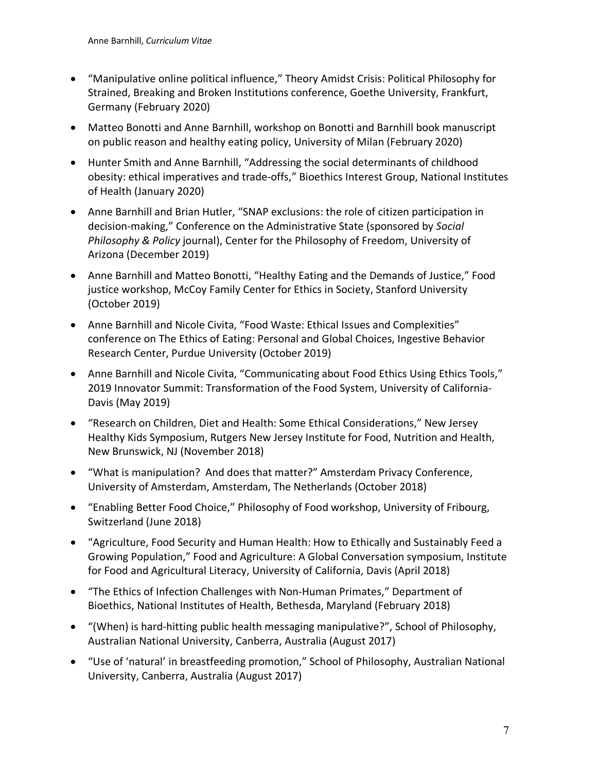- "Manipulative online political influence," Theory Amidst Crisis: Political Philosophy for Strained, Breaking and Broken Institutions conference, Goethe University, Frankfurt, Germany (February 2020)
- Matteo Bonotti and Anne Barnhill, workshop on Bonotti and Barnhill book manuscript on public reason and healthy eating policy, University of Milan (February 2020)
- Hunter Smith and Anne Barnhill, "Addressing the social determinants of childhood obesity: ethical imperatives and trade-offs," Bioethics Interest Group, National Institutes of Health (January 2020)
- Anne Barnhill and Brian Hutler, "SNAP exclusions: the role of citizen participation in decision-making," Conference on the Administrative State (sponsored by *Social Philosophy & Policy* journal), Center for the Philosophy of Freedom, University of Arizona (December 2019)
- Anne Barnhill and Matteo Bonotti, "Healthy Eating and the Demands of Justice," Food justice workshop, McCoy Family Center for Ethics in Society, Stanford University (October 2019)
- Anne Barnhill and Nicole Civita, "Food Waste: Ethical Issues and Complexities" conference on The Ethics of Eating: Personal and Global Choices, Ingestive Behavior Research Center, Purdue University (October 2019)
- Anne Barnhill and Nicole Civita, "Communicating about Food Ethics Using Ethics Tools," 2019 Innovator Summit: Transformation of the Food System, University of California-Davis (May 2019)
- "Research on Children, Diet and Health: Some Ethical Considerations," New Jersey Healthy Kids Symposium, Rutgers New Jersey Institute for Food, Nutrition and Health, New Brunswick, NJ (November 2018)
- "What is manipulation? And does that matter?" Amsterdam Privacy Conference, University of Amsterdam, Amsterdam, The Netherlands (October 2018)
- "Enabling Better Food Choice," Philosophy of Food workshop, University of Fribourg, Switzerland (June 2018)
- "Agriculture, Food Security and Human Health: How to Ethically and Sustainably Feed a Growing Population," Food and Agriculture: A Global Conversation symposium, Institute for Food and Agricultural Literacy, University of California, Davis (April 2018)
- "The Ethics of Infection Challenges with Non-Human Primates," Department of Bioethics, National Institutes of Health, Bethesda, Maryland (February 2018)
- "(When) is hard-hitting public health messaging manipulative?", School of Philosophy, Australian National University, Canberra, Australia (August 2017)
- "Use of 'natural' in breastfeeding promotion," School of Philosophy, Australian National University, Canberra, Australia (August 2017)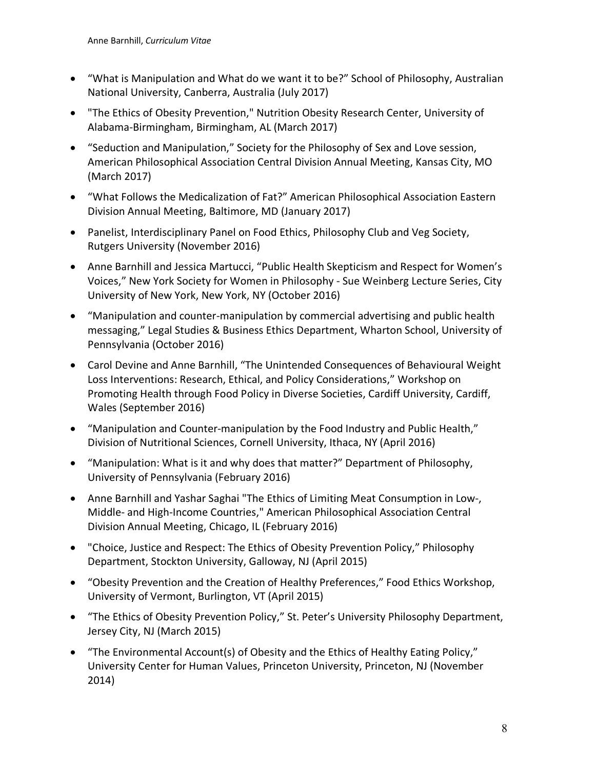- “What is Manipulation and What do we want it to be?” School of Philosophy, Australian National University, Canberra, Australia (July 2017)
- "The Ethics of Obesity Prevention," Nutrition Obesity Research Center, University of Alabama-Birmingham, Birmingham, AL (March 2017)
- “Seduction and Manipulation,” Society for the Philosophy of Sex and Love session, American Philosophical Association Central Division Annual Meeting, Kansas City, MO (March 2017)
- “What Follows the Medicalization of Fat?” American Philosophical Association Eastern Division Annual Meeting, Baltimore, MD (January 2017)
- Panelist, Interdisciplinary Panel on Food Ethics, Philosophy Club and Veg Society, Rutgers University (November 2016)
- Anne Barnhill and Jessica Martucci, “Public Health Skepticism and Respect for Women’s Voices,” New York Society for Women in Philosophy - Sue Weinberg Lecture Series, City University of New York, New York, NY (October 2016)
- “Manipulation and counter-manipulation by commercial advertising and public health messaging,” Legal Studies & Business Ethics Department, Wharton School, University of Pennsylvania (October 2016)
- Carol Devine and Anne Barnhill, “The Unintended Consequences of Behavioural Weight Loss Interventions: Research, Ethical, and Policy Considerations,” Workshop on Promoting Health through Food Policy in Diverse Societies, Cardiff University, Cardiff, Wales (September 2016)
- “Manipulation and Counter-manipulation by the Food Industry and Public Health,” Division of Nutritional Sciences, Cornell University, Ithaca, NY (April 2016)
- “Manipulation: What is it and why does that matter?” Department of Philosophy, University of Pennsylvania (February 2016)
- Anne Barnhill and Yashar Saghai "The Ethics of Limiting Meat Consumption in Low-, Middle- and High-Income Countries," American Philosophical Association Central Division Annual Meeting, Chicago, IL (February 2016)
- "Choice, Justice and Respect: The Ethics of Obesity Prevention Policy,” Philosophy Department, Stockton University, Galloway, NJ (April 2015)
- “Obesity Prevention and the Creation of Healthy Preferences,” Food Ethics Workshop, University of Vermont, Burlington, VT (April 2015)
- “The Ethics of Obesity Prevention Policy,” St. Peter’s University Philosophy Department, Jersey City, NJ (March 2015)
- “The Environmental Account(s) of Obesity and the Ethics of Healthy Eating Policy,” University Center for Human Values, Princeton University, Princeton, NJ (November 2014)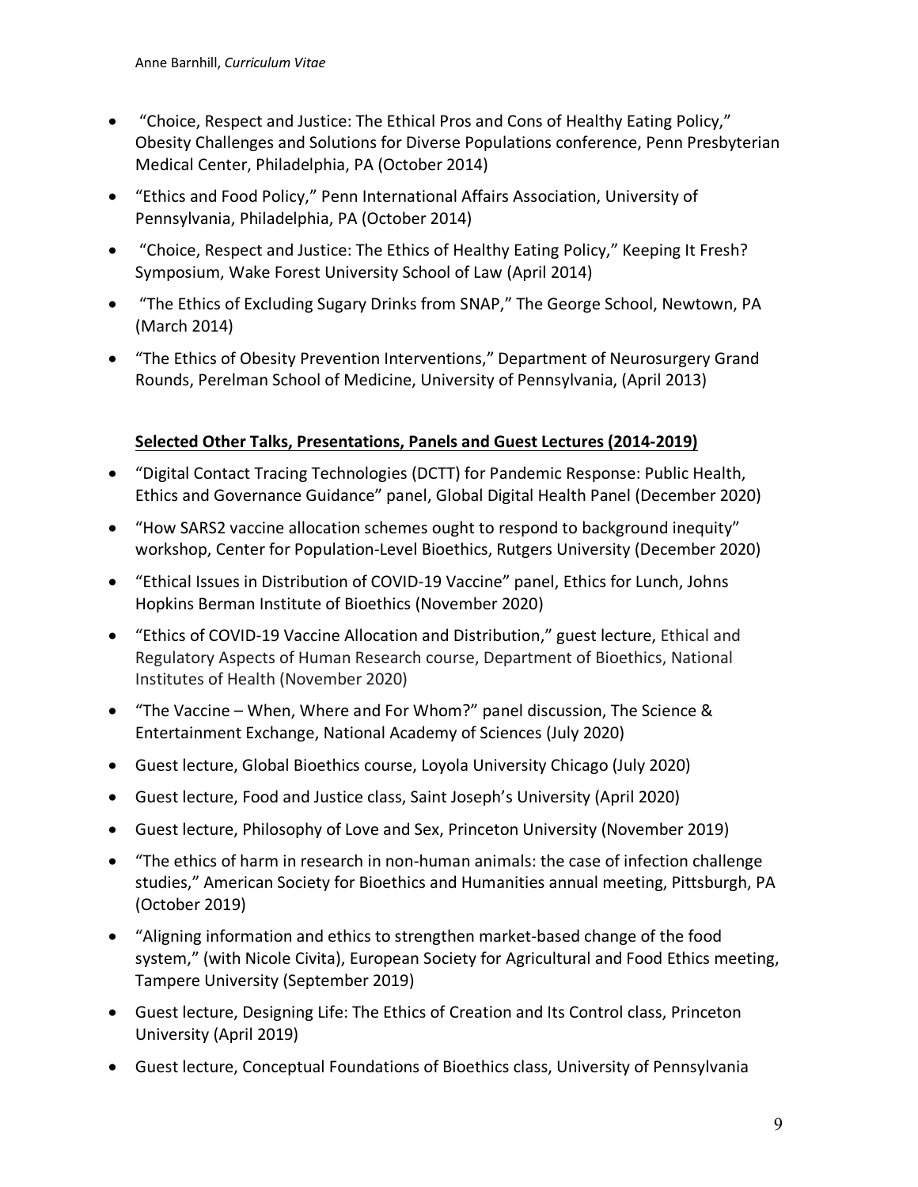- "Choice, Respect and Justice: The Ethical Pros and Cons of Healthy Eating Policy," Obesity Challenges and Solutions for Diverse Populations conference, Penn Presbyterian Medical Center, Philadelphia, PA (October 2014)
- "Ethics and Food Policy," Penn International Affairs Association, University of Pennsylvania, Philadelphia, PA (October 2014)
- "Choice, Respect and Justice: The Ethics of Healthy Eating Policy," Keeping It Fresh? Symposium, Wake Forest University School of Law (April 2014)
- "The Ethics of Excluding Sugary Drinks from SNAP," The George School, Newtown, PA (March 2014)
- "The Ethics of Obesity Prevention Interventions," Department of Neurosurgery Grand Rounds, Perelman School of Medicine, University of Pennsylvania, (April 2013)

**Selected Other Talks, Presentations, Panels and Guest Lectures (2014-2019)**

- "Digital Contact Tracing Technologies (DCTT) for Pandemic Response: Public Health, Ethics and Governance Guidance" panel, Global Digital Health Panel (December 2020)
- "How SARS2 vaccine allocation schemes ought to respond to background inequity" workshop, Center for Population-Level Bioethics, Rutgers University (December 2020)
- "Ethical Issues in Distribution of COVID-19 Vaccine" panel, Ethics for Lunch, Johns Hopkins Berman Institute of Bioethics (November 2020)
- "Ethics of COVID-19 Vaccine Allocation and Distribution," guest lecture, Ethical and Regulatory Aspects of Human Research course, Department of Bioethics, National Institutes of Health (November 2020)
- "The Vaccine – When, Where and For Whom?" panel discussion, The Science & Entertainment Exchange, National Academy of Sciences (July 2020)
- Guest lecture, Global Bioethics course, Loyola University Chicago (July 2020)
- Guest lecture, Food and Justice class, Saint Joseph's University (April 2020)
- Guest lecture, Philosophy of Love and Sex, Princeton University (November 2019)
- "The ethics of harm in research in non-human animals: the case of infection challenge studies," American Society for Bioethics and Humanities annual meeting, Pittsburgh, PA (October 2019)
- "Aligning information and ethics to strengthen market-based change of the food system," (with Nicole Civita), European Society for Agricultural and Food Ethics meeting, Tampere University (September 2019)
- Guest lecture, Designing Life: The Ethics of Creation and Its Control class, Princeton University (April 2019)
- Guest lecture, Conceptual Foundations of Bioethics class, University of Pennsylvania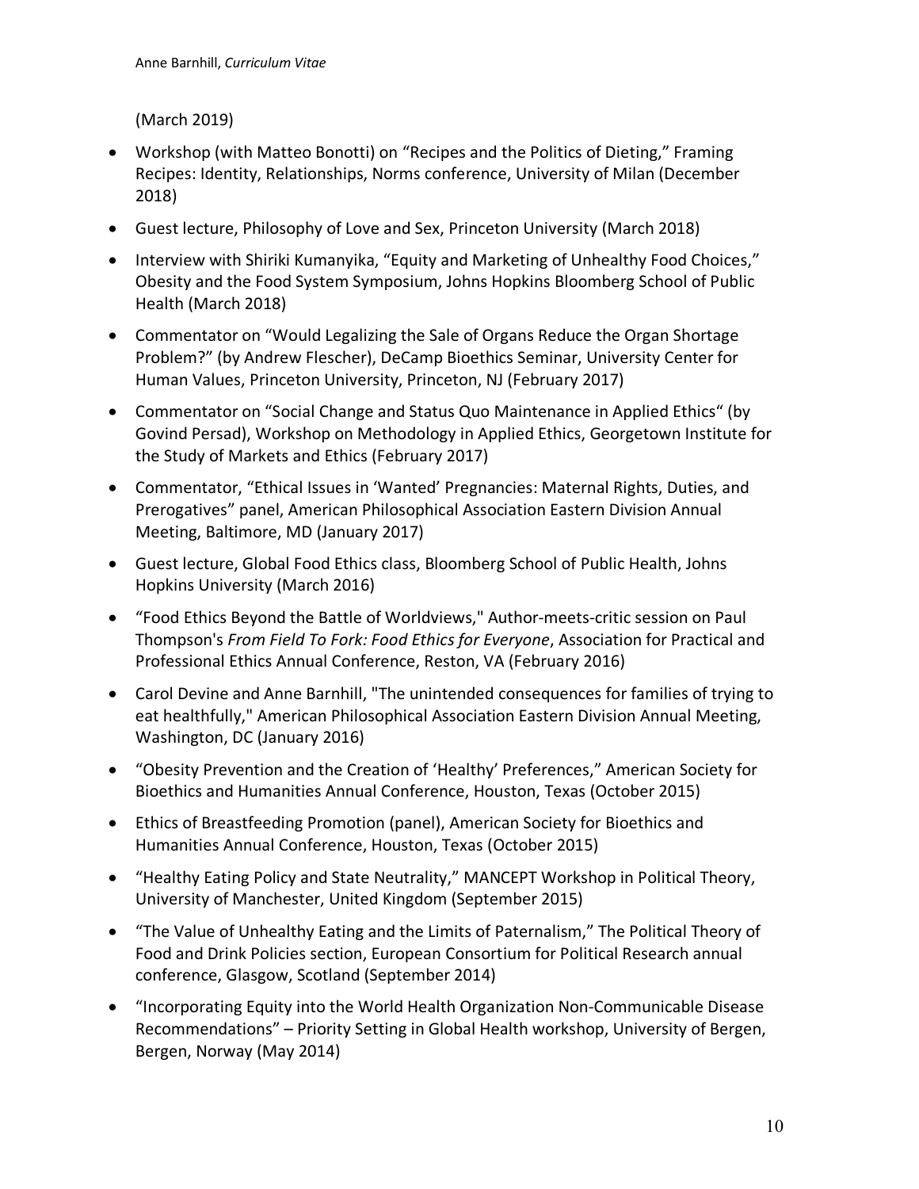(March 2019)

- Workshop (with Matteo Bonotti) on “Recipes and the Politics of Dieting,” Framing Recipes: Identity, Relationships, Norms conference, University of Milan (December 2018)
- Guest lecture, Philosophy of Love and Sex, Princeton University (March 2018)
- Interview with Shiriki Kumanyika, “Equity and Marketing of Unhealthy Food Choices,” Obesity and the Food System Symposium, Johns Hopkins Bloomberg School of Public Health (March 2018)
- Commentator on “Would Legalizing the Sale of Organs Reduce the Organ Shortage Problem?” (by Andrew Flescher), DeCamp Bioethics Seminar, University Center for Human Values, Princeton University, Princeton, NJ (February 2017)
- Commentator on “Social Change and Status Quo Maintenance in Applied Ethics“ (by Govind Persad), Workshop on Methodology in Applied Ethics, Georgetown Institute for the Study of Markets and Ethics (February 2017)
- Commentator, “Ethical Issues in ‘Wanted’ Pregnancies: Maternal Rights, Duties, and Prerogatives” panel, American Philosophical Association Eastern Division Annual Meeting, Baltimore, MD (January 2017)
- Guest lecture, Global Food Ethics class, Bloomberg School of Public Health, Johns Hopkins University (March 2016)
- “Food Ethics Beyond the Battle of Worldviews," Author-meets-critic session on Paul Thompson's *From Field To Fork: Food Ethics for Everyone*, Association for Practical and Professional Ethics Annual Conference, Reston, VA (February 2016)
- Carol Devine and Anne Barnhill, "The unintended consequences for families of trying to eat healthfully," American Philosophical Association Eastern Division Annual Meeting, Washington, DC (January 2016)
- “Obesity Prevention and the Creation of ‘Healthy’ Preferences,” American Society for Bioethics and Humanities Annual Conference, Houston, Texas (October 2015)
- Ethics of Breastfeeding Promotion (panel), American Society for Bioethics and Humanities Annual Conference, Houston, Texas (October 2015)
- “Healthy Eating Policy and State Neutrality,” MANCEPT Workshop in Political Theory, University of Manchester, United Kingdom (September 2015)
- “The Value of Unhealthy Eating and the Limits of Paternalism,” The Political Theory of Food and Drink Policies section, European Consortium for Political Research annual conference, Glasgow, Scotland (September 2014)
- “Incorporating Equity into the World Health Organization Non-Communicable Disease Recommendations” – Priority Setting in Global Health workshop, University of Bergen, Bergen, Norway (May 2014)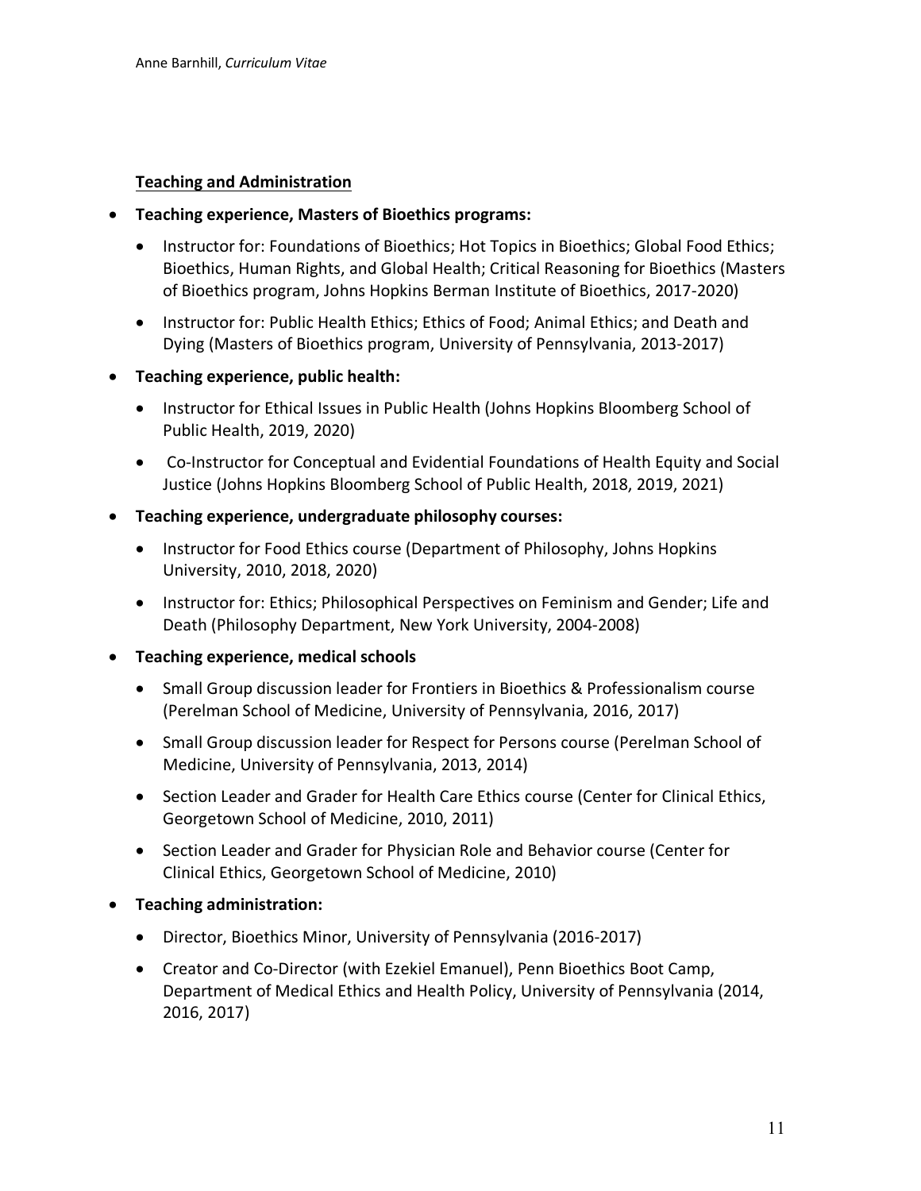## Teaching and Administration

- **Teaching experience, Masters of Bioethics programs:**
    - Instructor for: Foundations of Bioethics; Hot Topics in Bioethics; Global Food Ethics; Bioethics, Human Rights, and Global Health; Critical Reasoning for Bioethics (Masters of Bioethics program, Johns Hopkins Berman Institute of Bioethics, 2017-2020)
    - Instructor for: Public Health Ethics; Ethics of Food; Animal Ethics; and Death and Dying (Masters of Bioethics program, University of Pennsylvania, 2013-2017)
- **Teaching experience, public health:**
    - Instructor for Ethical Issues in Public Health (Johns Hopkins Bloomberg School of Public Health, 2019, 2020)
    - Co-Instructor for Conceptual and Evidential Foundations of Health Equity and Social Justice (Johns Hopkins Bloomberg School of Public Health, 2018, 2019, 2021)
- **Teaching experience, undergraduate philosophy courses:**
    - Instructor for Food Ethics course (Department of Philosophy, Johns Hopkins University, 2010, 2018, 2020)
    - Instructor for: Ethics; Philosophical Perspectives on Feminism and Gender; Life and Death (Philosophy Department, New York University, 2004-2008)
- **Teaching experience, medical schools**
    - Small Group discussion leader for Frontiers in Bioethics & Professionalism course (Perelman School of Medicine, University of Pennsylvania, 2016, 2017)
    - Small Group discussion leader for Respect for Persons course (Perelman School of Medicine, University of Pennsylvania, 2013, 2014)
    - Section Leader and Grader for Health Care Ethics course (Center for Clinical Ethics, Georgetown School of Medicine, 2010, 2011)
    - Section Leader and Grader for Physician Role and Behavior course (Center for Clinical Ethics, Georgetown School of Medicine, 2010)
- **Teaching administration:**
    - Director, Bioethics Minor, University of Pennsylvania (2016-2017)
    - Creator and Co-Director (with Ezekiel Emanuel), Penn Bioethics Boot Camp, Department of Medical Ethics and Health Policy, University of Pennsylvania (2014, 2016, 2017)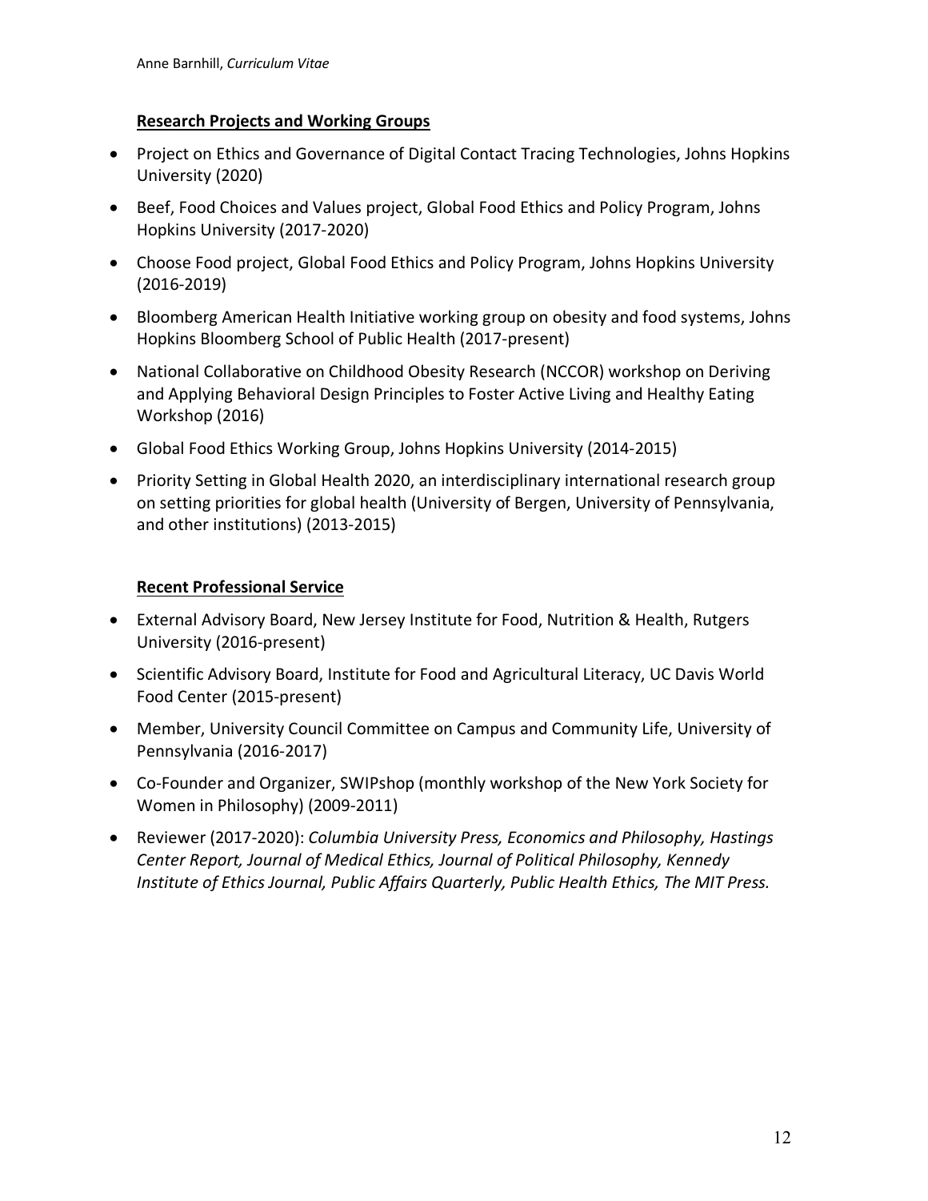## Research Projects and Working Groups

- Project on Ethics and Governance of Digital Contact Tracing Technologies, Johns Hopkins University (2020)
- Beef, Food Choices and Values project, Global Food Ethics and Policy Program, Johns Hopkins University (2017-2020)
- Choose Food project, Global Food Ethics and Policy Program, Johns Hopkins University (2016-2019)
- Bloomberg American Health Initiative working group on obesity and food systems, Johns Hopkins Bloomberg School of Public Health (2017-present)
- National Collaborative on Childhood Obesity Research (NCCOR) workshop on Deriving and Applying Behavioral Design Principles to Foster Active Living and Healthy Eating Workshop (2016)
- Global Food Ethics Working Group, Johns Hopkins University (2014-2015)
- Priority Setting in Global Health 2020, an interdisciplinary international research group on setting priorities for global health (University of Bergen, University of Pennsylvania, and other institutions) (2013-2015)

## Recent Professional Service

- External Advisory Board, New Jersey Institute for Food, Nutrition & Health, Rutgers University (2016-present)
- Scientific Advisory Board, Institute for Food and Agricultural Literacy, UC Davis World Food Center (2015-present)
- Member, University Council Committee on Campus and Community Life, University of Pennsylvania (2016-2017)
- Co-Founder and Organizer, SWIPshop (monthly workshop of the New York Society for Women in Philosophy) (2009-2011)
- Reviewer (2017-2020): *Columbia University Press, Economics and Philosophy, Hastings Center Report, Journal of Medical Ethics, Journal of Political Philosophy, Kennedy Institute of Ethics Journal, Public Affairs Quarterly, Public Health Ethics, The MIT Press.*